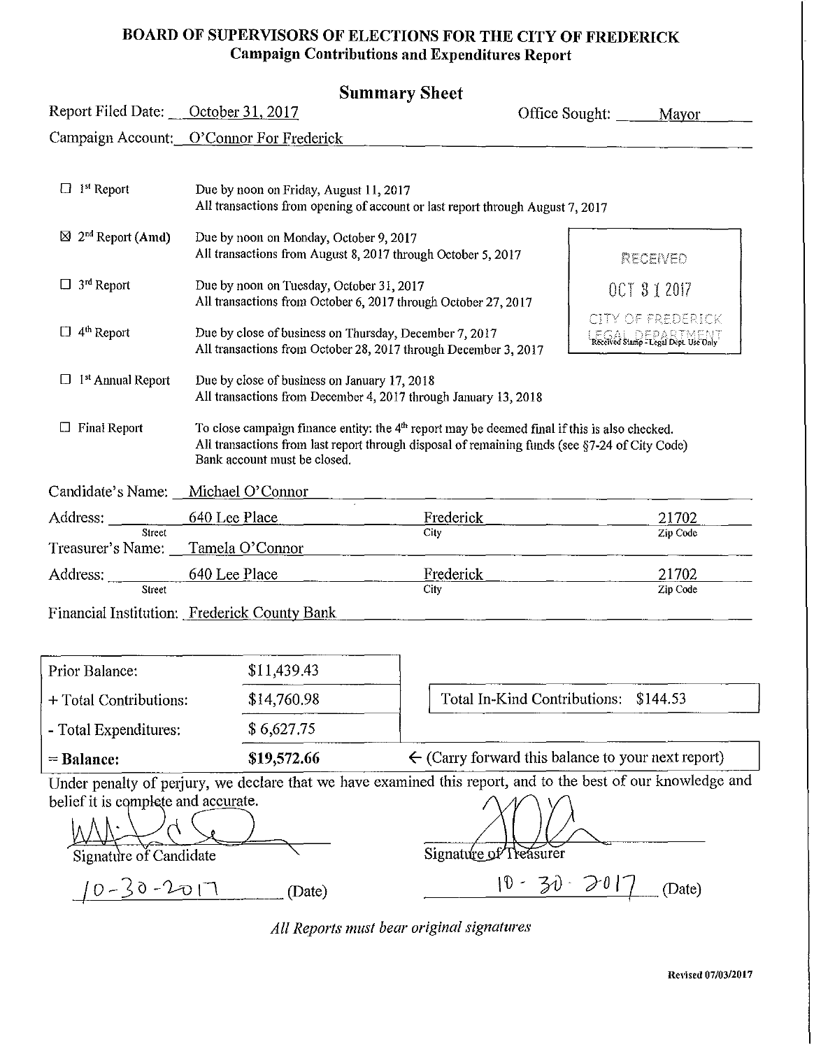**BOARD OF SUPERVISORS OF ELECTIONS FOR THE CITY OF FREDERICK**
**Campaign Contributions and Expenditures Report**

## Summary Sheet

Report Filed Date: October 31, 2017 Office Sought: Mayor

Campaign Account: O'Connor For Frederick

| | |
|---|---|
| ☐ 1st Report | Due by noon on Friday, August 11, 2017<br>All transactions from opening of account or last report through August 7, 2017 |
| ☒ 2nd Report (Amd) | Due by noon on Monday, October 9, 2017<br>All transactions from August 8, 2017 through October 5, 2017 |
| ☐ 3rd Report | Due by noon on Tuesday, October 31, 2017<br>All transactions from October 6, 2017 through October 27, 2017 |
| ☐ 4th Report | Due by close of business on Thursday, December 7, 2017<br>All transactions from October 28, 2017 through December 3, 2017 |
| ☐ 1st Annual Report | Due by close of business on January 17, 2018<br>All transactions from December 4, 2017 through January 13, 2018 |
| ☐ Final Report | To close campaign finance entity: the 4th report may be deemed final if this is also checked.<br>All transactions from last report through disposal of remaining funds (see §7-24 of City Code)<br>Bank account must be closed. |

RECEIVED
OCT 31 2017
CITY OF FREDERICK
LEGAL DEPARTMENT
Received Stamp - Legal Dept. Use Only

Candidate's Name: Michael O'Connor

Address: 640 Lee Place (Street) Frederick (City) 21702 (Zip Code)

Treasurer's Name: Tamela O'Connor

Address: 640 Lee Place (Street) Frederick (City) 21702 (Zip Code)

Financial Institution: Frederick County Bank

| | |
|---|---|
| Prior Balance: | $11,439.43 |
| + Total Contributions: | $14,760.98 |
| - Total Expenditures: | $ 6,627.75 |
| **= Balance:** | **$19,572.66** |

Total In-Kind Contributions: $144.53

← (Carry forward this balance to your next report)

Under penalty of perjury, we declare that we have examined this report, and to the best of our knowledge and belief it is complete and accurate.

Signature of Candidate: [signature]  
10-30-2017 (Date)

Signature of Treasurer: [signature]  
10-30-2017 (Date)

*All Reports must bear original signatures*

Revised 07/03/2017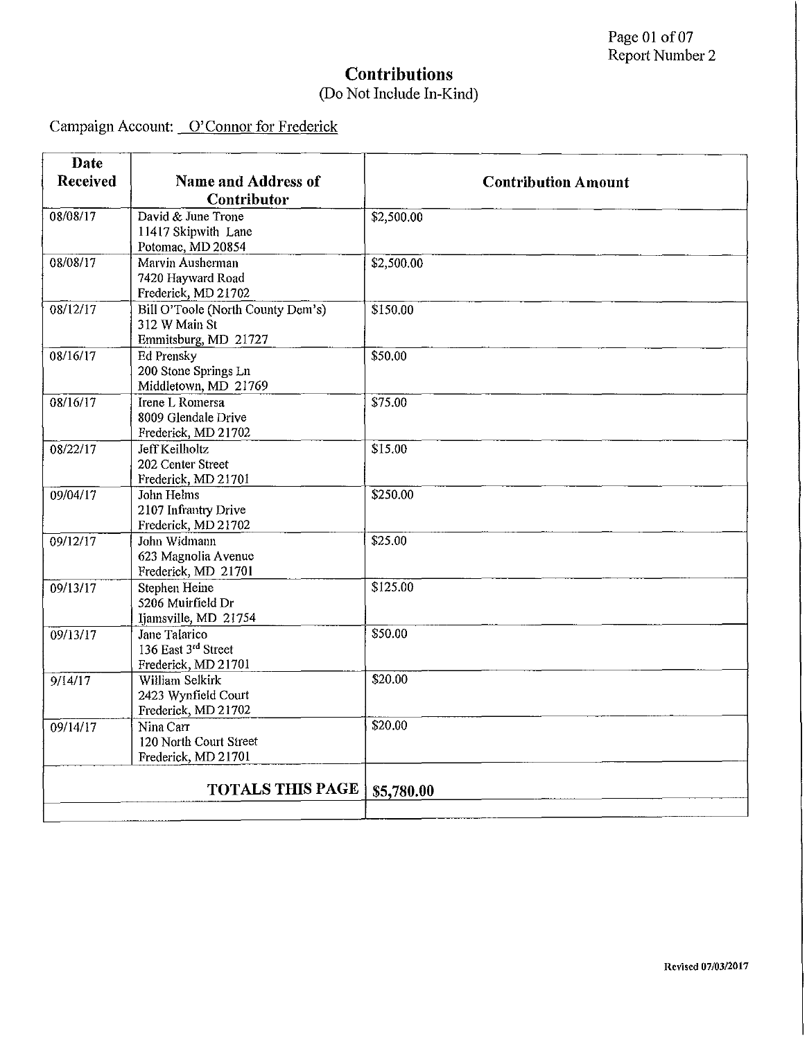Page 01 of 07
Report Number 2

# Contributions

(Do Not Include In-Kind)

Campaign Account: O'Connor for Frederick

| Date Received | Name and Address of Contributor | Contribution Amount |
|---|---|---|
| 08/08/17 | David & June Trone<br>11417 Skipwith Lane<br>Potomac, MD 20854 | $2,500.00 |
| 08/08/17 | Marvin Ausherman<br>7420 Hayward Road<br>Frederick, MD 21702 | $2,500.00 |
| 08/12/17 | Bill O'Toole (North County Dem's)<br>312 W Main St<br>Emmitsburg, MD 21727 | $150.00 |
| 08/16/17 | Ed Prensky<br>200 Stone Springs Ln<br>Middletown, MD 21769 | $50.00 |
| 08/16/17 | Irene L Romersa<br>8009 Glendale Drive<br>Frederick, MD 21702 | $75.00 |
| 08/22/17 | Jeff Keilholtz<br>202 Center Street<br>Frederick, MD 21701 | $15.00 |
| 09/04/17 | John Helms<br>2107 Infantry Drive<br>Frederick, MD 21702 | $250.00 |
| 09/12/17 | John Widmann<br>623 Magnolia Avenue<br>Frederick, MD 21701 | $25.00 |
| 09/13/17 | Stephen Heine<br>5206 Muirfield Dr<br>Ijamsville, MD 21754 | $125.00 |
| 09/13/17 | Jane Talarico<br>136 East 3rd Street<br>Frederick, MD 21701 | $50.00 |
| 9/14/17 | William Selkirk<br>2423 Wynfield Court<br>Frederick, MD 21702 | $20.00 |
| 09/14/17 | Nina Carr<br>120 North Court Street<br>Frederick, MD 21701 | $20.00 |
| | **TOTALS THIS PAGE** | **$5,780.00** |

Revised 07/03/2017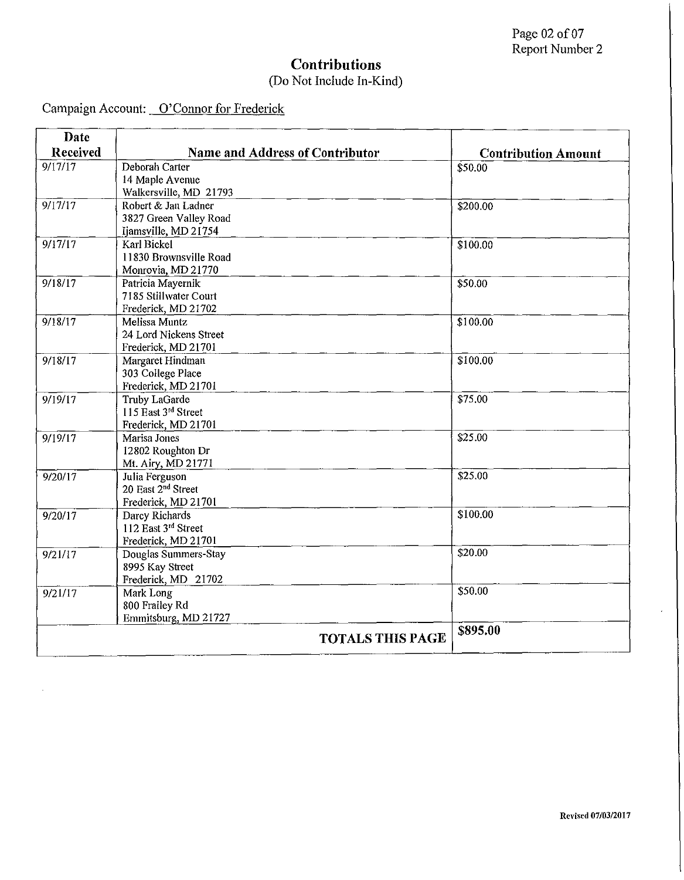## Contributions

(Do Not Include In-Kind)

Campaign Account: O'Connor for Frederick

| Date Received | Name and Address of Contributor | Contribution Amount |
|---|---|---|
| 9/17/17 | Deborah Carter<br>14 Maple Avenue<br>Walkersville, MD 21793 | $50.00 |
| 9/17/17 | Robert & Jan Ladner<br>3827 Green Valley Road<br>Ijamsville, MD 21754 | $200.00 |
| 9/17/17 | Karl Bickel<br>11830 Brownsville Road<br>Monrovia, MD 21770 | $100.00 |
| 9/18/17 | Patricia Mayernik<br>7185 Stillwater Court<br>Frederick, MD 21702 | $50.00 |
| 9/18/17 | Melissa Muntz<br>24 Lord Nickens Street<br>Frederick, MD 21701 | $100.00 |
| 9/18/17 | Margaret Hindman<br>303 College Place<br>Frederick, MD 21701 | $100.00 |
| 9/19/17 | Truby LaGarde<br>115 East 3rd Street<br>Frederick, MD 21701 | $75.00 |
| 9/19/17 | Marisa Jones<br>12802 Roughton Dr<br>Mt. Airy, MD 21771 | $25.00 |
| 9/20/17 | Julia Ferguson<br>20 East 2nd Street<br>Frederick, MD 21701 | $25.00 |
| 9/20/17 | Darcy Richards<br>112 East 3rd Street<br>Frederick, MD 21701 | $100.00 |
| 9/21/17 | Douglas Summers-Stay<br>8995 Kay Street<br>Frederick, MD 21702 | $20.00 |
| 9/21/17 | Mark Long<br>800 Frailey Rd<br>Emmitsburg, MD 21727 | $50.00 |
| | **TOTALS THIS PAGE** | **$895.00** |

Revised 07/03/2017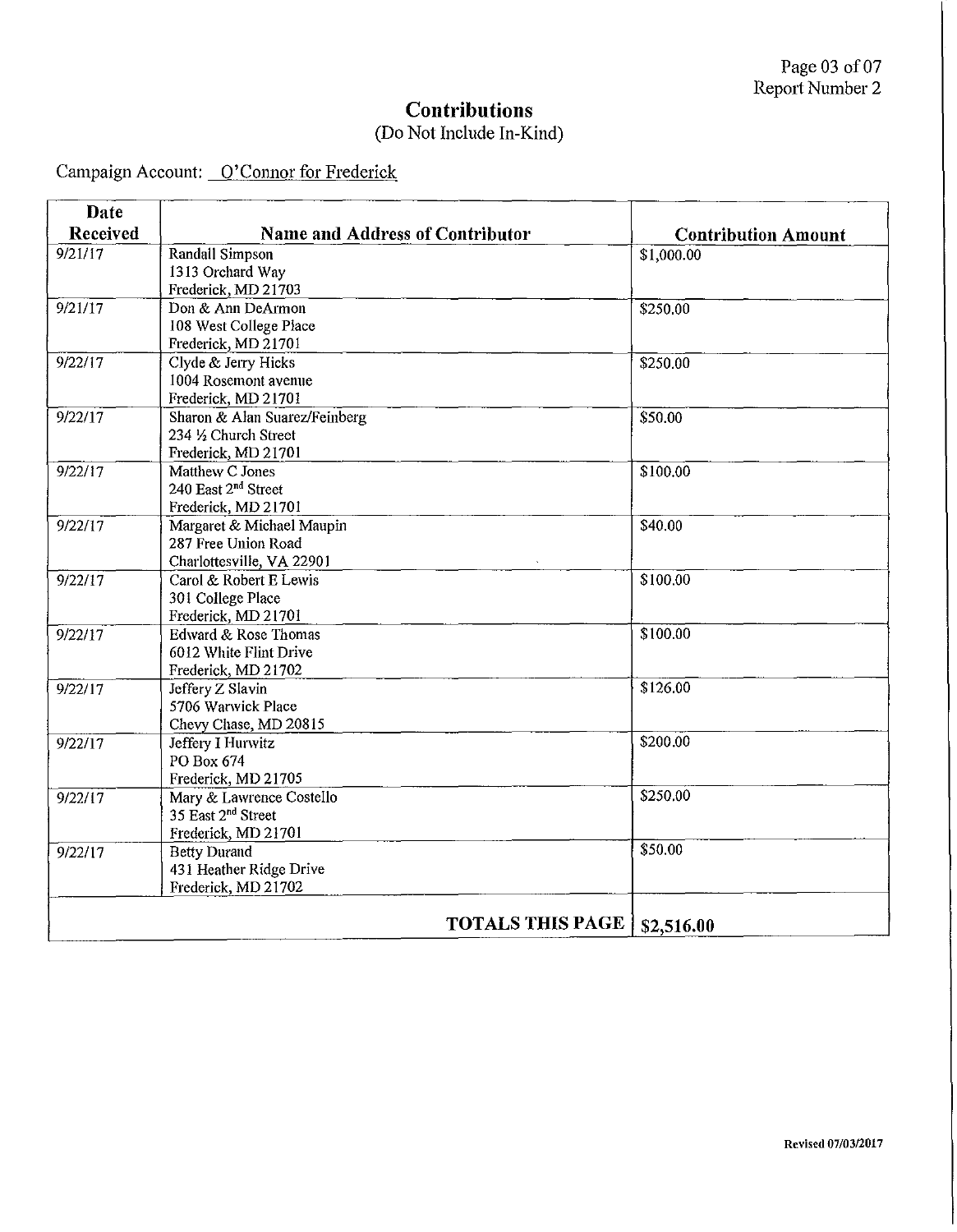## Contributions

(Do Not Include In-Kind)

Campaign Account: O'Connor for Frederick

| Date Received | Name and Address of Contributor | Contribution Amount |
|---|---|---|
| 9/21/17 | Randall Simpson<br>1313 Orchard Way<br>Frederick, MD 21703 | $1,000.00 |
| 9/21/17 | Don & Ann DeArmon<br>108 West College Place<br>Frederick, MD 21701 | $250.00 |
| 9/22/17 | Clyde & Jerry Hicks<br>1004 Rosemont avenue<br>Frederick, MD 21701 | $250.00 |
| 9/22/17 | Sharon & Alan Suarez/Feinberg<br>234 ½ Church Street<br>Frederick, MD 21701 | $50.00 |
| 9/22/17 | Matthew C Jones<br>240 East 2nd Street<br>Frederick, MD 21701 | $100.00 |
| 9/22/17 | Margaret & Michael Maupin<br>287 Free Union Road<br>Charlottesville, VA 22901 | $40.00 |
| 9/22/17 | Carol & Robert E Lewis<br>301 College Place<br>Frederick, MD 21701 | $100.00 |
| 9/22/17 | Edward & Rose Thomas<br>6012 White Flint Drive<br>Frederick, MD 21702 | $100.00 |
| 9/22/17 | Jeffery Z Slavin<br>5706 Warwick Place<br>Chevy Chase, MD 20815 | $126.00 |
| 9/22/17 | Jeffery I Hurwitz<br>PO Box 674<br>Frederick, MD 21705 | $200.00 |
| 9/22/17 | Mary & Lawrence Costello<br>35 East 2nd Street<br>Frederick, MD 21701 | $250.00 |
| 9/22/17 | Betty Durand<br>431 Heather Ridge Drive<br>Frederick, MD 21702 | $50.00 |
| | **TOTALS THIS PAGE** | **$2,516.00** |

Revised 07/03/2017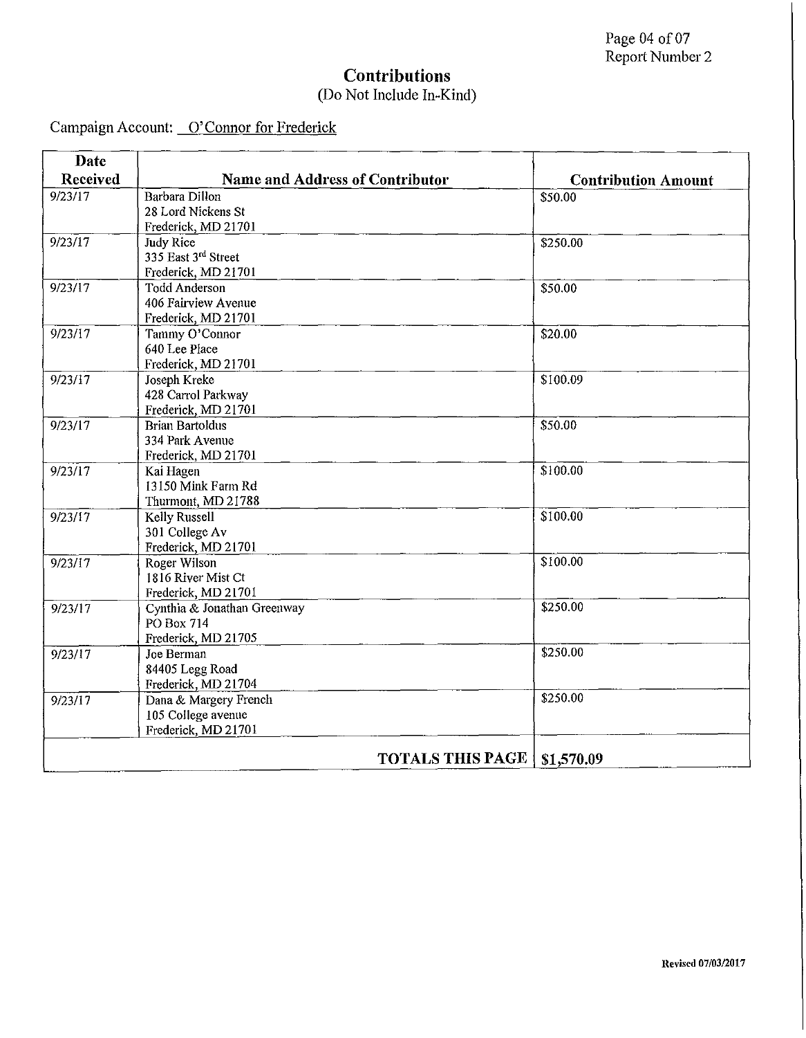# Contributions

(Do Not Include In-Kind)

Campaign Account: O'Connor for Frederick

| Date Received | Name and Address of Contributor | Contribution Amount |
|---|---|---|
| 9/23/17 | Barbara Dillon<br>28 Lord Nickens St<br>Frederick, MD 21701 | $50.00 |
| 9/23/17 | Judy Rice<br>335 East 3rd Street<br>Frederick, MD 21701 | $250.00 |
| 9/23/17 | Todd Anderson<br>406 Fairview Avenue<br>Frederick, MD 21701 | $50.00 |
| 9/23/17 | Tammy O'Connor<br>640 Lee Place<br>Frederick, MD 21701 | $20.00 |
| 9/23/17 | Joseph Kreke<br>428 Carrol Parkway<br>Frederick, MD 21701 | $100.09 |
| 9/23/17 | Brian Bartoldus<br>334 Park Avenue<br>Frederick, MD 21701 | $50.00 |
| 9/23/17 | Kai Hagen<br>13150 Mink Farm Rd<br>Thurmont, MD 21788 | $100.00 |
| 9/23/17 | Kelly Russell<br>301 College Av<br>Frederick, MD 21701 | $100.00 |
| 9/23/17 | Roger Wilson<br>1816 River Mist Ct<br>Frederick, MD 21701 | $100.00 |
| 9/23/17 | Cynthia & Jonathan Greenway<br>PO Box 714<br>Frederick, MD 21705 | $250.00 |
| 9/23/17 | Joe Berman<br>84405 Legg Road<br>Frederick, MD 21704 | $250.00 |
| 9/23/17 | Dana & Margery French<br>105 College avenue<br>Frederick, MD 21701 | $250.00 |
| | **TOTALS THIS PAGE** | **$1,570.09** |

Revised 07/03/2017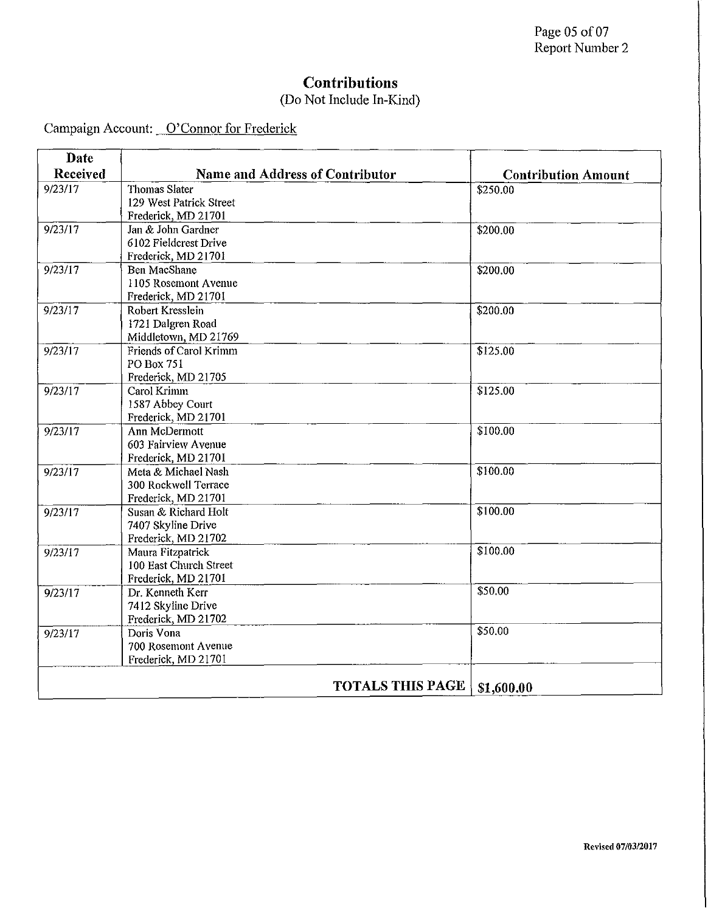# Contributions

(Do Not Include In-Kind)

Campaign Account: O'Connor for Frederick

| Date Received | Name and Address of Contributor | Contribution Amount |
|---|---|---|
| 9/23/17 | Thomas Slater<br>129 West Patrick Street<br>Frederick, MD 21701 | $250.00 |
| 9/23/17 | Jan & John Gardner<br>6102 Fieldcrest Drive<br>Frederick, MD 21701 | $200.00 |
| 9/23/17 | Ben MacShane<br>1105 Rosemont Avenue<br>Frederick, MD 21701 | $200.00 |
| 9/23/17 | Robert Kresslein<br>1721 Dalgren Road<br>Middletown, MD 21769 | $200.00 |
| 9/23/17 | Friends of Carol Krimm<br>PO Box 751<br>Frederick, MD 21705 | $125.00 |
| 9/23/17 | Carol Krimm<br>1587 Abbey Court<br>Frederick, MD 21701 | $125.00 |
| 9/23/17 | Ann McDermott<br>603 Fairview Avenue<br>Frederick, MD 21701 | $100.00 |
| 9/23/17 | Meta & Michael Nash<br>300 Rockwell Terrace<br>Frederick, MD 21701 | $100.00 |
| 9/23/17 | Susan & Richard Holt<br>7407 Skyline Drive<br>Frederick, MD 21702 | $100.00 |
| 9/23/17 | Maura Fitzpatrick<br>100 East Church Street<br>Frederick, MD 21701 | $100.00 |
| 9/23/17 | Dr. Kenneth Kerr<br>7412 Skyline Drive<br>Frederick, MD 21702 | $50.00 |
| 9/23/17 | Doris Vona<br>700 Rosemont Avenue<br>Frederick, MD 21701 | $50.00 |
| | **TOTALS THIS PAGE** | **$1,600.00** |

Revised 07/03/2017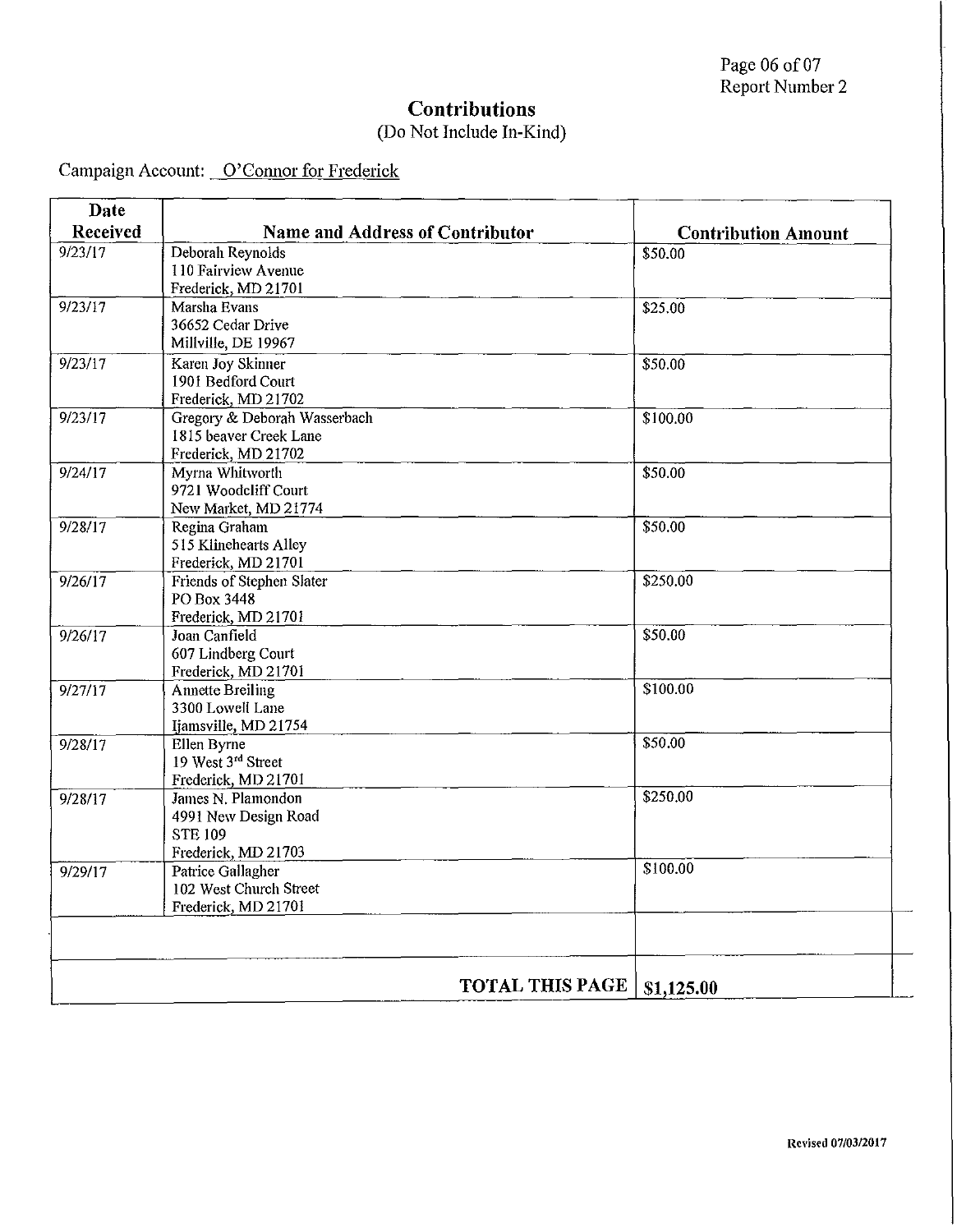# Contributions

(Do Not Include In-Kind)

Campaign Account: O'Connor for Frederick

| Date Received | Name and Address of Contributor | Contribution Amount |
|---|---|---|
| 9/23/17 | Deborah Reynolds<br>110 Fairview Avenue<br>Frederick, MD 21701 | $50.00 |
| 9/23/17 | Marsha Evans<br>36652 Cedar Drive<br>Millville, DE 19967 | $25.00 |
| 9/23/17 | Karen Joy Skinner<br>1901 Bedford Court<br>Frederick, MD 21702 | $50.00 |
| 9/23/17 | Gregory & Deborah Wasserbach<br>1815 beaver Creek Lane<br>Frederick, MD 21702 | $100.00 |
| 9/24/17 | Myrna Whitworth<br>9721 Woodcliff Court<br>New Market, MD 21774 | $50.00 |
| 9/28/17 | Regina Graham<br>515 Klinehearts Alley<br>Frederick, MD 21701 | $50.00 |
| 9/26/17 | Friends of Stephen Slater<br>PO Box 3448<br>Frederick, MD 21701 | $250.00 |
| 9/26/17 | Joan Canfield<br>607 Lindberg Court<br>Frederick, MD 21701 | $50.00 |
| 9/27/17 | Annette Breiling<br>3300 Lowell Lane<br>Ijamsville, MD 21754 | $100.00 |
| 9/28/17 | Ellen Byrne<br>19 West 3rd Street<br>Frederick, MD 21701 | $50.00 |
| 9/28/17 | James N. Plamondon<br>4991 New Design Road<br>STE 109<br>Frederick, MD 21703 | $250.00 |
| 9/29/17 | Patrice Gallagher<br>102 West Church Street<br>Frederick, MD 21701 | $100.00 |
| | | |
| | **TOTAL THIS PAGE** | **$1,125.00** |

Revised 07/03/2017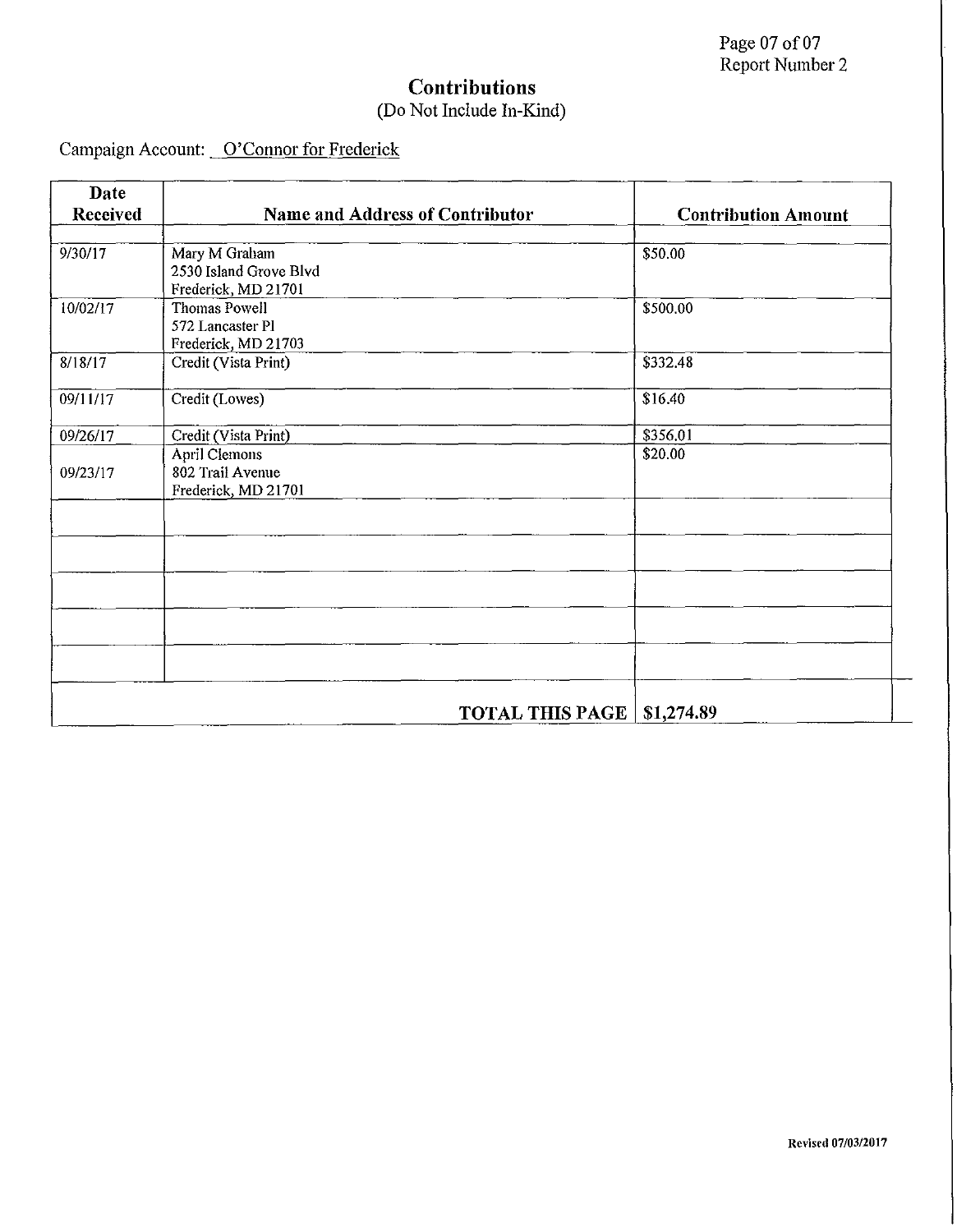# Contributions

(Do Not Include In-Kind)

Campaign Account: O'Connor for Frederick

| Date Received | Name and Address of Contributor | Contribution Amount |
|---|---|---|
| 9/30/17 | Mary M Graham<br>2530 Island Grove Blvd<br>Frederick, MD 21701 | $50.00 |
| 10/02/17 | Thomas Powell<br>572 Lancaster Pl<br>Frederick, MD 21703 | $500.00 |
| 8/18/17 | Credit (Vista Print) | $332.48 |
| 09/11/17 | Credit (Lowes) | $16.40 |
| 09/26/17 | Credit (Vista Print) | $356.01 |
| 09/23/17 | April Clemons<br>802 Trail Avenue<br>Frederick, MD 21701 | $20.00 |
| | | |
| | | |
| | | |
| | | |
| | | |
| | **TOTAL THIS PAGE** | **$1,274.89** |

Revised 07/03/2017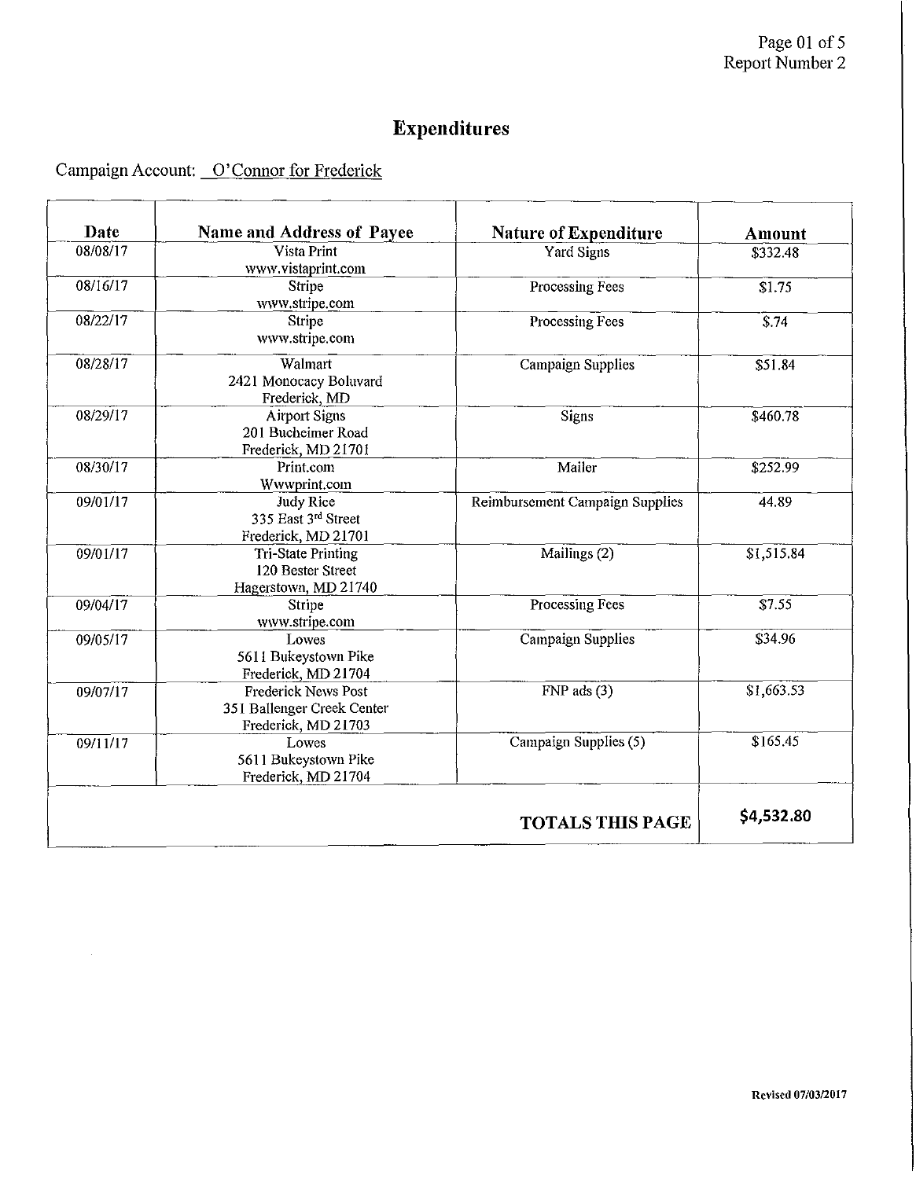# Expenditures

Campaign Account: O'Connor for Frederick

| Date | Name and Address of Payee | Nature of Expenditure | Amount |
|---|---|---|---|
| 08/08/17 | Vista Print www.vistaprint.com | Yard Signs | $332.48 |
| 08/16/17 | Stripe www.stripe.com | Processing Fees | $1.75 |
| 08/22/17 | Stripe www.stripe.com | Processing Fees | $.74 |
| 08/28/17 | Walmart 2421 Monocacy Boluvard Frederick, MD | Campaign Supplies | $51.84 |
| 08/29/17 | Airport Signs 201 Bucheimer Road Frederick, MD 21701 | Signs | $460.78 |
| 08/30/17 | Print.com Wwwprint.com | Mailer | $252.99 |
| 09/01/17 | Judy Rice 335 East 3rd Street Frederick, MD 21701 | Reimbursement Campaign Supplies | 44.89 |
| 09/01/17 | Tri-State Printing 120 Bester Street Hagerstown, MD 21740 | Mailings (2) | $1,515.84 |
| 09/04/17 | Stripe www.stripe.com | Processing Fees | $7.55 |
| 09/05/17 | Lowes 5611 Bukeystown Pike Frederick, MD 21704 | Campaign Supplies | $34.96 |
| 09/07/17 | Frederick News Post 351 Ballenger Creek Center Frederick, MD 21703 | FNP ads (3) | $1,663.53 |
| 09/11/17 | Lowes 5611 Bukeystown Pike Frederick, MD 21704 | Campaign Supplies (5) | $165.45 |
| | | **TOTALS THIS PAGE** | **$4,532.80** |

Revised 07/03/2017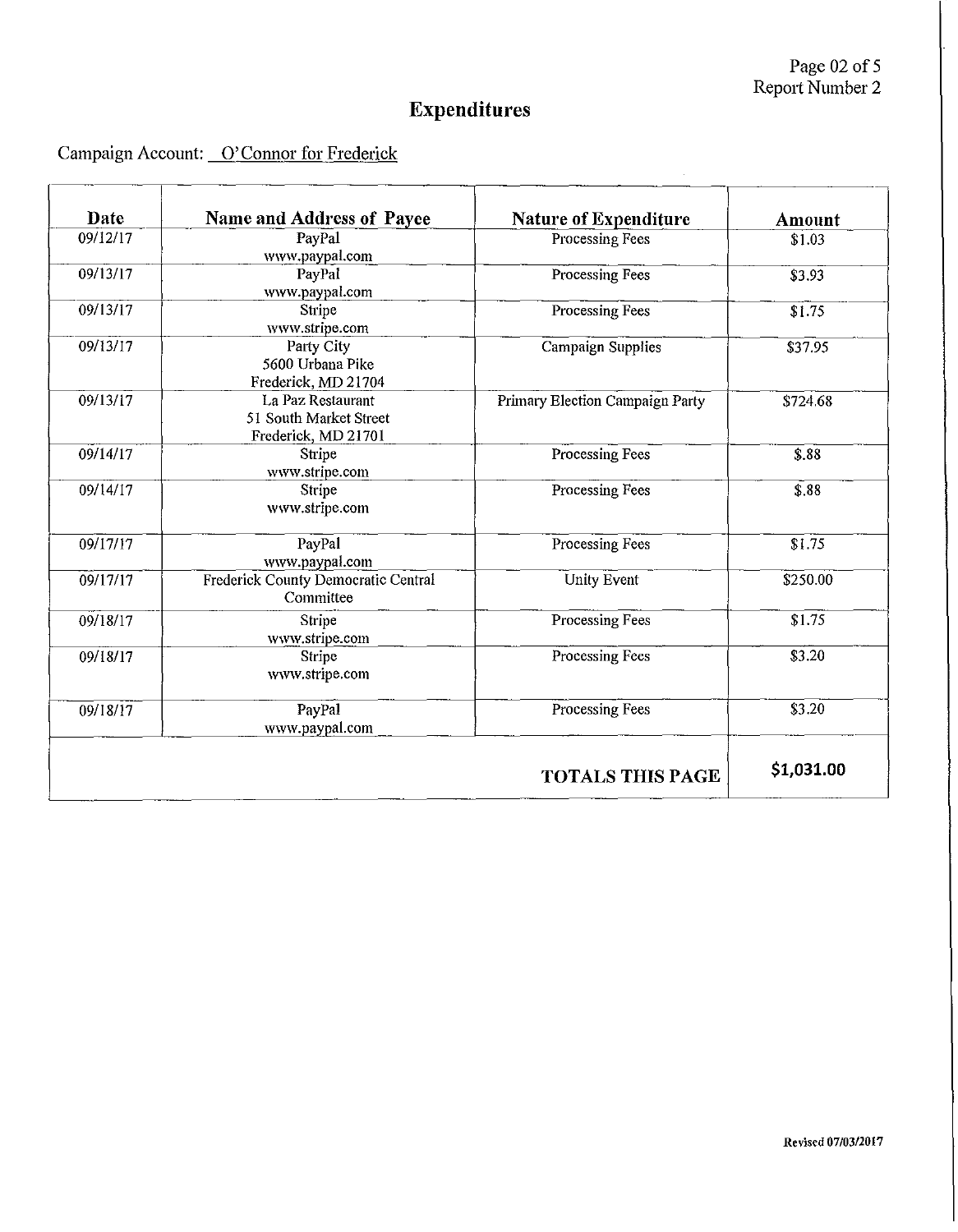## Expenditures

Campaign Account: O'Connor for Frederick

| Date | Name and Address of Payee | Nature of Expenditure | Amount |
|---|---|---|---|
| 09/12/17 | PayPal www.paypal.com | Processing Fees | $1.03 |
| 09/13/17 | PayPal www.paypal.com | Processing Fees | $3.93 |
| 09/13/17 | Stripe www.stripe.com | Processing Fees | $1.75 |
| 09/13/17 | Party City 5600 Urbana Pike Frederick, MD 21704 | Campaign Supplies | $37.95 |
| 09/13/17 | La Paz Restaurant 51 South Market Street Frederick, MD 21701 | Primary Election Campaign Party | $724.68 |
| 09/14/17 | Stripe www.stripe.com | Processing Fees | $.88 |
| 09/14/17 | Stripe www.stripe.com | Processing Fees | $.88 |
| 09/17/17 | PayPal www.paypal.com | Processing Fees | $1.75 |
| 09/17/17 | Frederick County Democratic Central Committee | Unity Event | $250.00 |
| 09/18/17 | Stripe www.stripe.com | Processing Fees | $1.75 |
| 09/18/17 | Stripe www.stripe.com | Processing Fees | $3.20 |
| 09/18/17 | PayPal www.paypal.com | Processing Fees | $3.20 |
| | | **TOTALS THIS PAGE** | **$1,031.00** |

Revised 07/03/2017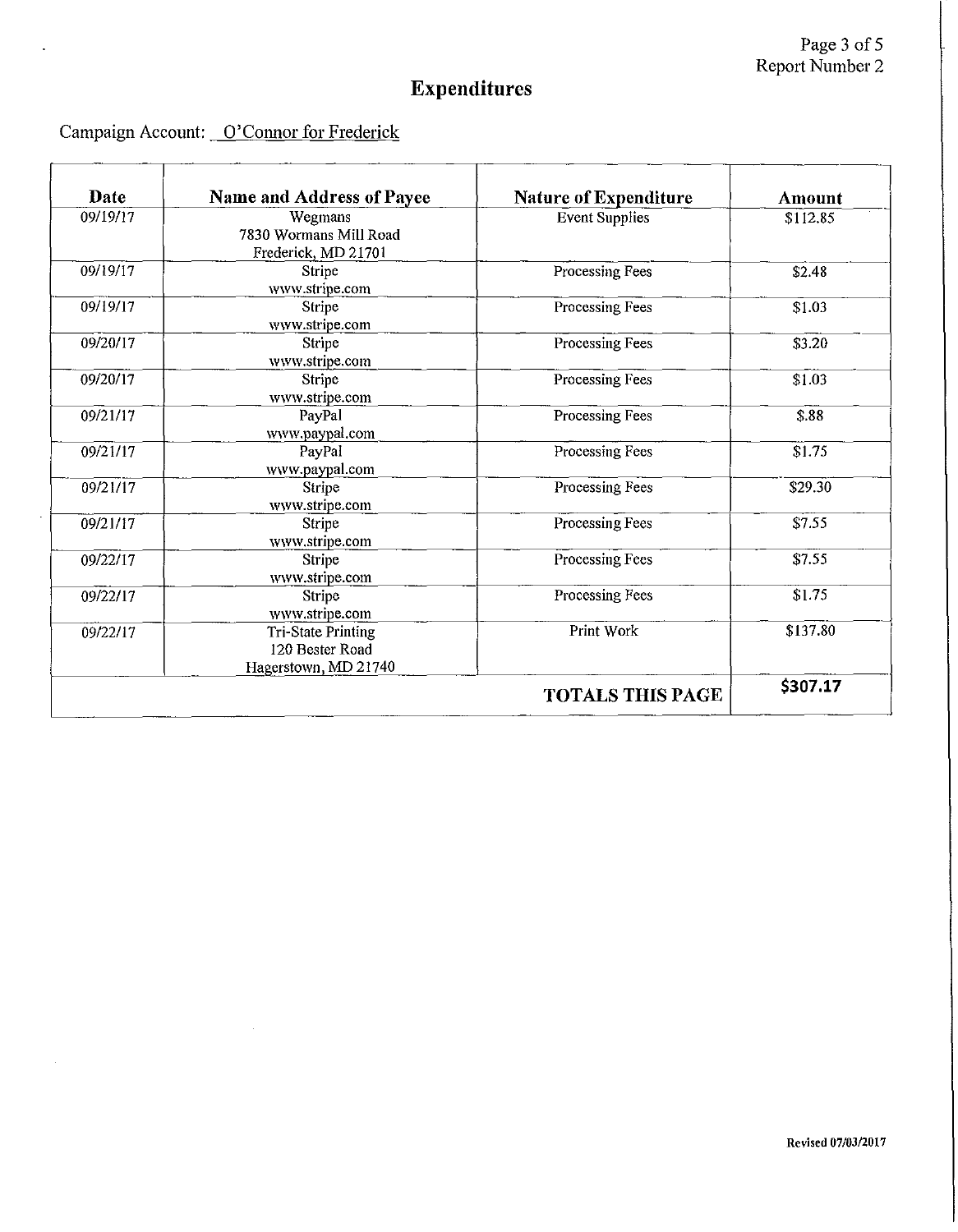# Expenditures

Campaign Account: O'Connor for Frederick

| Date | Name and Address of Payee | Nature of Expenditure | Amount |
|---|---|---|---|
| 09/19/17 | Wegmans 7830 Wormans Mill Road Frederick, MD 21701 | Event Supplies | $112.85 |
| 09/19/17 | Stripe www.stripe.com | Processing Fees | $2.48 |
| 09/19/17 | Stripe www.stripe.com | Processing Fees | $1.03 |
| 09/20/17 | Stripe www.stripe.com | Processing Fees | $3.20 |
| 09/20/17 | Stripe www.stripe.com | Processing Fees | $1.03 |
| 09/21/17 | PayPal www.paypal.com | Processing Fees | $.88 |
| 09/21/17 | PayPal www.paypal.com | Processing Fees | $1.75 |
| 09/21/17 | Stripe www.stripe.com | Processing Fees | $29.30 |
| 09/21/17 | Stripe www.stripe.com | Processing Fees | $7.55 |
| 09/22/17 | Stripe www.stripe.com | Processing Fees | $7.55 |
| 09/22/17 | Stripe www.stripe.com | Processing Fees | $1.75 |
| 09/22/17 | Tri-State Printing 120 Bester Road Hagerstown, MD 21740 | Print Work | $137.80 |
| | | **TOTALS THIS PAGE** | **$307.17** |

Page 3 of 5
Report Number 2

Revised 07/03/2017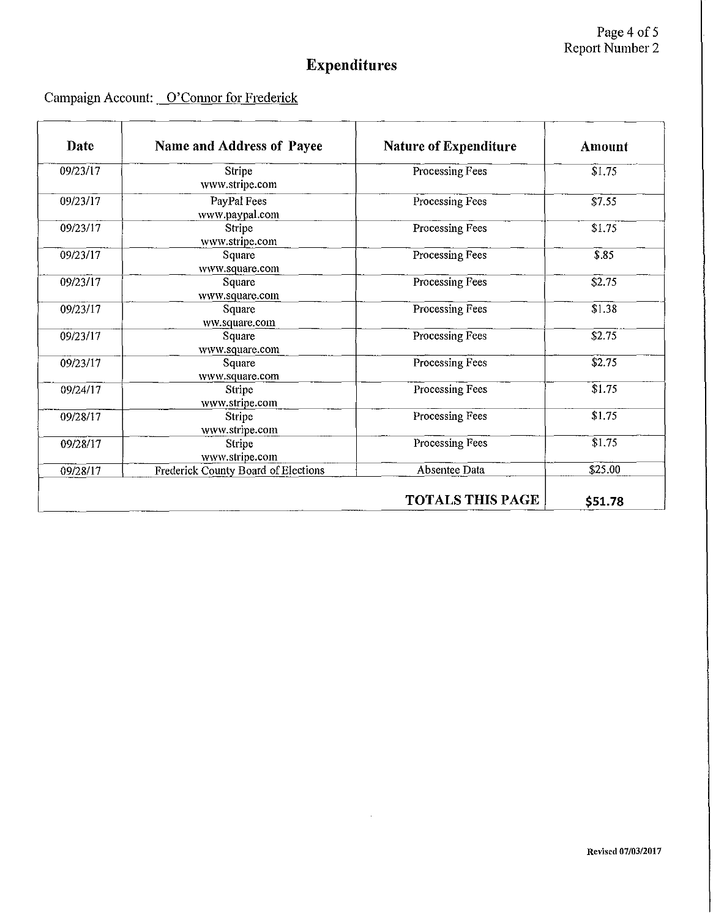# Expenditures

Campaign Account: O'Connor for Frederick

| Date | Name and Address of Payee | Nature of Expenditure | Amount |
|---|---|---|---|
| 09/23/17 | Stripe www.stripe.com | Processing Fees | $1.75 |
| 09/23/17 | PayPal Fees www.paypal.com | Processing Fees | $7.55 |
| 09/23/17 | Stripe www.stripe.com | Processing Fees | $1.75 |
| 09/23/17 | Square www.square.com | Processing Fees | $.85 |
| 09/23/17 | Square www.square.com | Processing Fees | $2.75 |
| 09/23/17 | Square ww.square.com | Processing Fees | $1.38 |
| 09/23/17 | Square www.square.com | Processing Fees | $2.75 |
| 09/23/17 | Square www.square.com | Processing Fees | $2.75 |
| 09/24/17 | Stripe www.stripe.com | Processing Fees | $1.75 |
| 09/28/17 | Stripe www.stripe.com | Processing Fees | $1.75 |
| 09/28/17 | Stripe www.stripe.com | Processing Fees | $1.75 |
| 09/28/17 | Frederick County Board of Elections | Absentee Data | $25.00 |
| | | **TOTALS THIS PAGE** | **$51.78** |

Revised 07/03/2017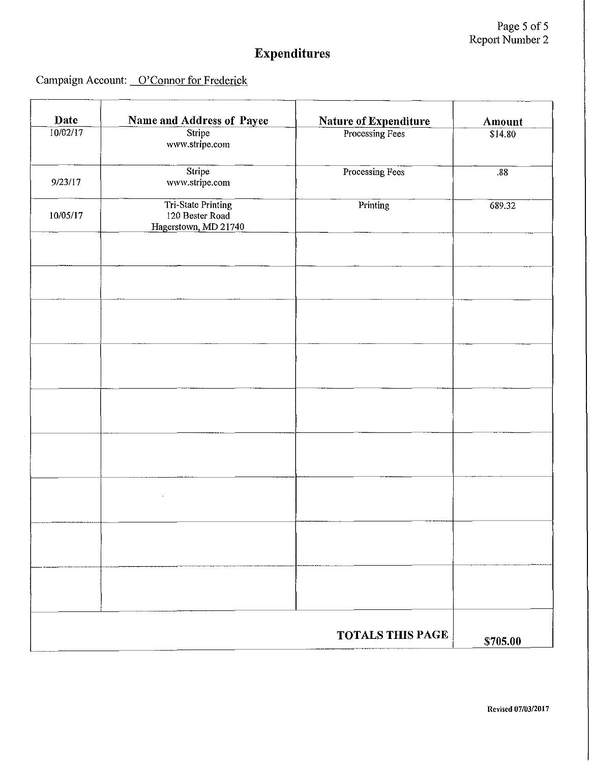# Expenditures

Campaign Account: O'Connor for Frederick

| Date | Name and Address of Payee | Nature of Expenditure | Amount |
|---|---|---|---|
| 10/02/17 | Stripe<br>www.stripe.com | Processing Fees | $14.80 |
| 9/23/17 | Stripe<br>www.stripe.com | Processing Fees | .88 |
| 10/05/17 | Tri-State Printing<br>120 Bester Road<br>Hagerstown, MD 21740 | Printing | 689.32 |
| | | | |
| | | | |
| | | | |
| | | | |
| | | | |
| | | | |
| | | | |
| | | | |
| | | | |
| | | TOTALS THIS PAGE | $705.00 |

Revised 07/03/2017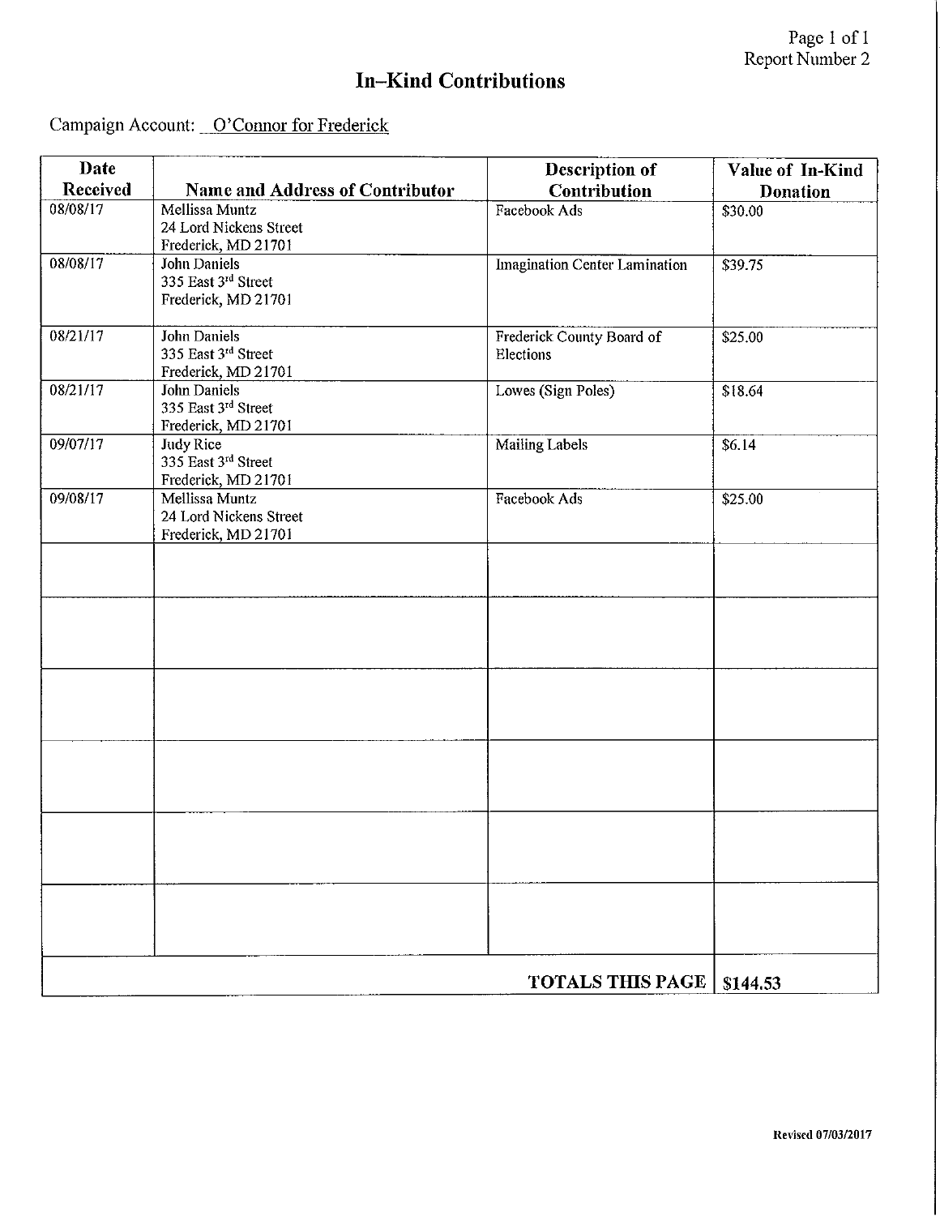# In–Kind Contributions

Page 1 of 1
Report Number 2

Campaign Account: O'Connor for Frederick

| Date Received | Name and Address of Contributor | Description of Contribution | Value of In-Kind Donation |
|---|---|---|---|
| 08/08/17 | Mellissa Muntz<br>24 Lord Nickens Street<br>Frederick, MD 21701 | Facebook Ads | $30.00 |
| 08/08/17 | John Daniels<br>335 East 3rd Street<br>Frederick, MD 21701 | Imagination Center Lamination | $39.75 |
| 08/21/17 | John Daniels<br>335 East 3rd Street<br>Frederick, MD 21701 | Frederick County Board of Elections | $25.00 |
| 08/21/17 | John Daniels<br>335 East 3rd Street<br>Frederick, MD 21701 | Lowes (Sign Poles) | $18.64 |
| 09/07/17 | Judy Rice<br>335 East 3rd Street<br>Frederick, MD 21701 | Mailing Labels | $6.14 |
| 09/08/17 | Mellissa Muntz<br>24 Lord Nickens Street<br>Frederick, MD 21701 | Facebook Ads | $25.00 |
| | | | |
| | | | |
| | | | |
| | | | |
| | | | |
| | | | |
| | | **TOTALS THIS PAGE** | **$144.53** |

Revised 07/03/2017